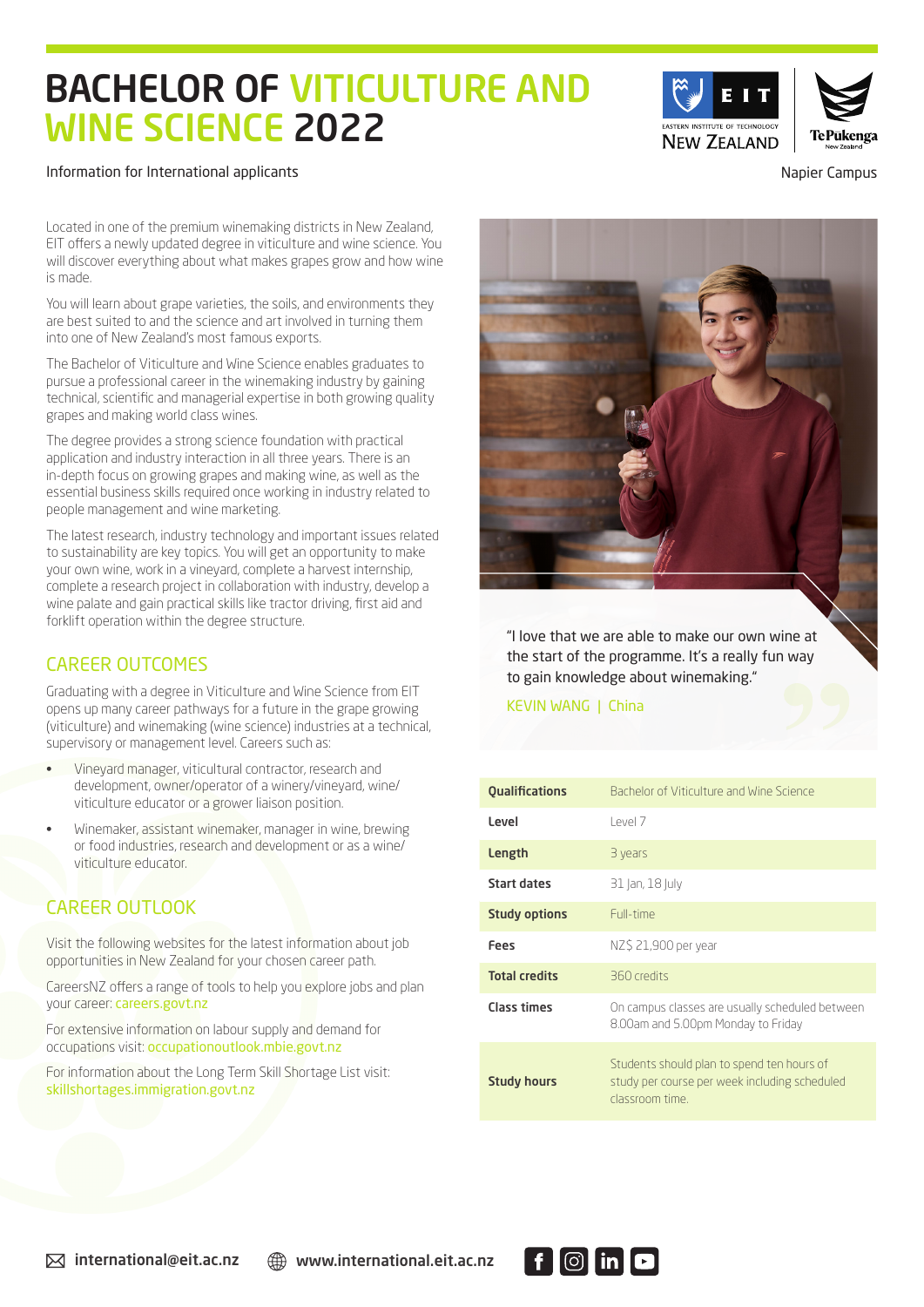# BACHELOR OF VITICULTURE AND WINE SCIENCE 2022

Information for International applicants

Napier Campus

Located in one of the premium winemaking districts in New Zealand, EIT offers a newly updated degree in viticulture and wine science. You will discover everything about what makes grapes grow and how wine is made.

You will learn about grape varieties, the soils, and environments they are best suited to and the science and art involved in turning them into one of New Zealand's most famous exports.

The Bachelor of Viticulture and Wine Science enables graduates to pursue a professional career in the winemaking industry by gaining technical, scientific and managerial expertise in both growing quality grapes and making world class wines.

The degree provides a strong science foundation with practical application and industry interaction in all three years. There is an in-depth focus on growing grapes and making wine, as well as the essential business skills required once working in industry related to people management and wine marketing.

The latest research, industry technology and important issues related to sustainability are key topics. You will get an opportunity to make your own wine, work in a vineyard, complete a harvest internship, complete a research project in collaboration with industry, develop a wine palate and gain practical skills like tractor driving, first aid and forklift operation within the degree structure.

## CAREER OUTCOMES

Graduating with a degree in Viticulture and Wine Science from EIT opens up many career pathways for a future in the grape growing (viticulture) and winemaking (wine science) industries at a technical, supervisory or management level. Careers such as:

- Vineyard manager, viticultural contractor, research and development, owner/operator of a winery/vineyard, wine/viticulture educator or a grower liaison position.
- Winemaker, assistant winemaker, manager in wine, brewing or food industries, research and development or as a wine/viticulture educator.

## CAREER OUTLOOK

Visit the following websites for the latest information about job opportunities in New Zealand for your chosen career path.

CareersNZ offers a range of tools to help you explore jobs and plan your career: careers.govt.nz

For extensive information on labour supply and demand for occupations visit: occupationoutlook.mbie.govt.nz

For information about the Long Term Skill Shortage List visit: skillshortages.immigration.govt.nz

"I love that we are able to make our own wine at the start of the programme. It's a really fun way to gain knowledge about winemaking."

KEVIN WANG | China

| | |
|---|---|
| **Qualifications** | Bachelor of Viticulture and Wine Science |
| **Level** | Level 7 |
| **Length** | 3 years |
| **Start dates** | 31 Jan, 18 July |
| **Study options** | Full-time |
| **Fees** | NZ$ 21,900 per year |
| **Total credits** | 360 credits |
| **Class times** | On campus classes are usually scheduled between 8.00am and 5.00pm Monday to Friday |
| **Study hours** | Students should plan to spend ten hours of study per course per week including scheduled classroom time. |

international@eit.ac.nz www.international.eit.ac.nz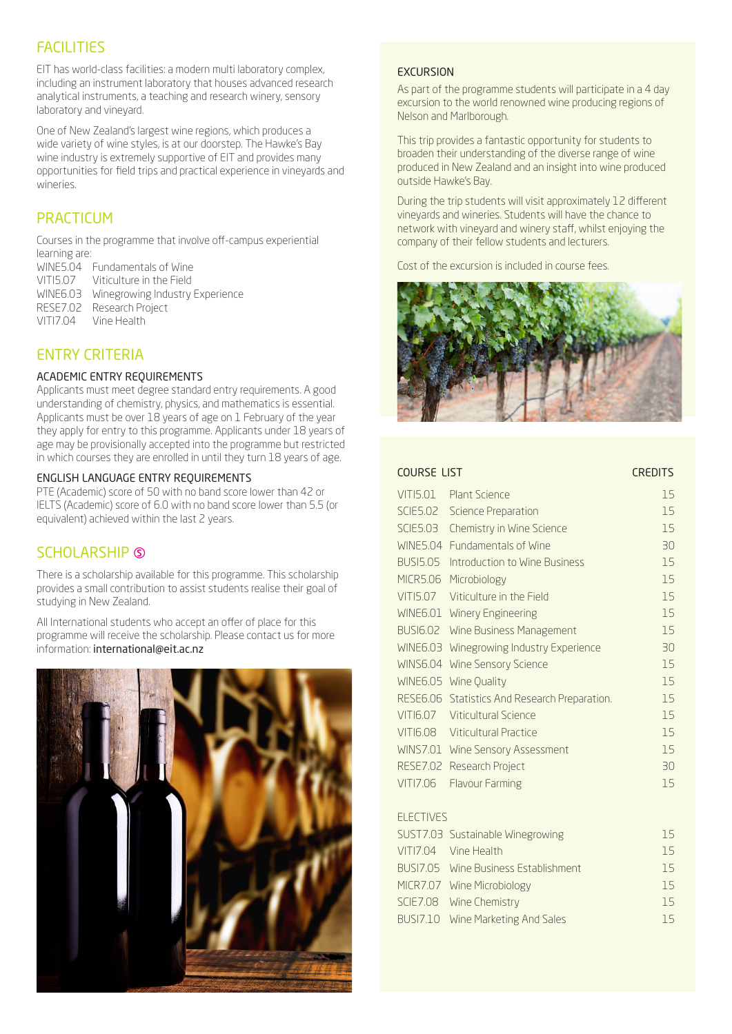## FACILITIES

EIT has world-class facilities: a modern multi laboratory complex, including an instrument laboratory that houses advanced research analytical instruments, a teaching and research winery, sensory laboratory and vineyard.

One of New Zealand's largest wine regions, which produces a wide variety of wine styles, is at our doorstep. The Hawke's Bay wine industry is extremely supportive of EIT and provides many opportunities for field trips and practical experience in vineyards and wineries.

## PRACTICUM

Courses in the programme that involve off-campus experiential learning are:

| | |
|---|---|
| WINE5.04 | Fundamentals of Wine |
| VITI5.07 | Viticulture in the Field |
| WINE6.03 | Winegrowing Industry Experience |
| RESE7.02 | Research Project |
| VITI7.04 | Vine Health |

## ENTRY CRITERIA

### ACADEMIC ENTRY REQUIREMENTS

Applicants must meet degree standard entry requirements. A good understanding of chemistry, physics, and mathematics is essential. Applicants must be over 18 years of age on 1 February of the year they apply for entry to this programme. Applicants under 18 years of age may be provisionally accepted into the programme but restricted in which courses they are enrolled in until they turn 18 years of age.

### ENGLISH LANGUAGE ENTRY REQUIREMENTS

PTE (Academic) score of 50 with no band score lower than 42 or IELTS (Academic) score of 6.0 with no band score lower than 5.5 (or equivalent) achieved within the last 2 years.

## SCHOLARSHIP

There is a scholarship available for this programme. This scholarship provides a small contribution to assist students realise their goal of studying in New Zealand.

All International students who accept an offer of place for this programme will receive the scholarship. Please contact us for more information: international@eit.ac.nz

### EXCURSION

As part of the programme students will participate in a 4 day excursion to the world renowned wine producing regions of Nelson and Marlborough.

This trip provides a fantastic opportunity for students to broaden their understanding of the diverse range of wine produced in New Zealand and an insight into wine produced outside Hawke's Bay.

During the trip students will visit approximately 12 different vineyards and wineries. Students will have the chance to network with vineyard and winery staff, whilst enjoying the company of their fellow students and lecturers.

Cost of the excursion is included in course fees.

| COURSE LIST | | CREDITS |
|---|---|---|
| VITI5.01 | Plant Science | 15 |
| SCIE5.02 | Science Preparation | 15 |
| SCIE5.03 | Chemistry in Wine Science | 15 |
| WINE5.04 | Fundamentals of Wine | 30 |
| BUSI5.05 | Introduction to Wine Business | 15 |
| MICR5.06 | Microbiology | 15 |
| VITI5.07 | Viticulture in the Field | 15 |
| WINE6.01 | Winery Engineering | 15 |
| BUSI6.02 | Wine Business Management | 15 |
| WINE6.03 | Winegrowing Industry Experience | 30 |
| WINS6.04 | Wine Sensory Science | 15 |
| WINE6.05 | Wine Quality | 15 |
| RESE6.06 | Statistics And Research Preparation. | 15 |
| VITI6.07 | Viticultural Science | 15 |
| VITI6.08 | Viticultural Practice | 15 |
| WINS7.01 | Wine Sensory Assessment | 15 |
| RESE7.02 | Research Project | 30 |
| VITI7.06 | Flavour Farming | 15 |
| **ELECTIVES** | | |
| SUST7.03 | Sustainable Winegrowing | 15 |
| VITI7.04 | Vine Health | 15 |
| BUSI7.05 | Wine Business Establishment | 15 |
| MICR7.07 | Wine Microbiology | 15 |
| SCIE7.08 | Wine Chemistry | 15 |
| BUSI7.10 | Wine Marketing And Sales | 15 |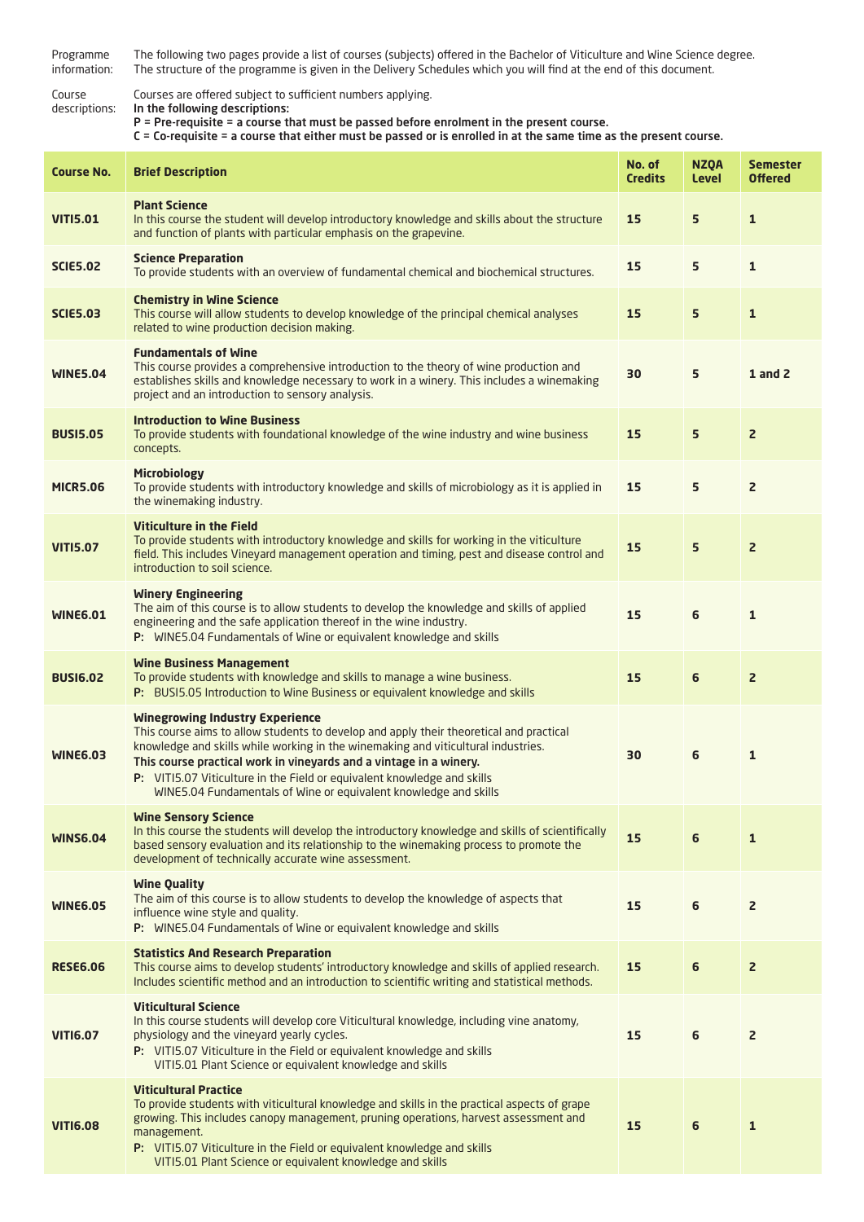Programme information: The following two pages provide a list of courses (subjects) offered in the Bachelor of Viticulture and Wine Science degree. The structure of the programme is given in the Delivery Schedules which you will find at the end of this document.

Course descriptions: Courses are offered subject to sufficient numbers applying.
**In the following descriptions:**
**P = Pre-requisite = a course that must be passed before enrolment in the present course.**
**C = Co-requisite = a course that either must be passed or is enrolled in at the same time as the present course.**

| Course No. | Brief Description | No. of Credits | NZQA Level | Semester Offered |
|---|---|---|---|---|
| **VITI5.01** | **Plant Science**<br>In this course the student will develop introductory knowledge and skills about the structure and function of plants with particular emphasis on the grapevine. | 15 | 5 | 1 |
| **SCIE5.02** | **Science Preparation**<br>To provide students with an overview of fundamental chemical and biochemical structures. | 15 | 5 | 1 |
| **SCIE5.03** | **Chemistry in Wine Science**<br>This course will allow students to develop knowledge of the principal chemical analyses related to wine production decision making. | 15 | 5 | 1 |
| **WINE5.04** | **Fundamentals of Wine**<br>This course provides a comprehensive introduction to the theory of wine production and establishes skills and knowledge necessary to work in a winery. This includes a winemaking project and an introduction to sensory analysis. | 30 | 5 | 1 and 2 |
| **BUSI5.05** | **Introduction to Wine Business**<br>To provide students with foundational knowledge of the wine industry and wine business concepts. | 15 | 5 | 2 |
| **MICR5.06** | **Microbiology**<br>To provide students with introductory knowledge and skills of microbiology as it is applied in the winemaking industry. | 15 | 5 | 2 |
| **VITI5.07** | **Viticulture in the Field**<br>To provide students with introductory knowledge and skills for working in the viticulture field. This includes Vineyard management operation and timing, pest and disease control and introduction to soil science. | 15 | 5 | 2 |
| **WINE6.01** | **Winery Engineering**<br>The aim of this course is to allow students to develop the knowledge and skills of applied engineering and the safe application thereof in the wine industry.<br>**P:** WINE5.04 Fundamentals of Wine or equivalent knowledge and skills | 15 | 6 | 1 |
| **BUSI6.02** | **Wine Business Management**<br>To provide students with knowledge and skills to manage a wine business.<br>**P:** BUSI5.05 Introduction to Wine Business or equivalent knowledge and skills | 15 | 6 | 2 |
| **WINE6.03** | **Winegrowing Industry Experience**<br>This course aims to allow students to develop and apply their theoretical and practical knowledge and skills while working in the winemaking and viticultural industries.<br>**This course practical work in vineyards and a vintage in a winery.**<br>**P:** VITI5.07 Viticulture in the Field or equivalent knowledge and skills<br>WINE5.04 Fundamentals of Wine or equivalent knowledge and skills | 30 | 6 | 1 |
| **WINS6.04** | **Wine Sensory Science**<br>In this course the students will develop the introductory knowledge and skills of scientifically based sensory evaluation and its relationship to the winemaking process to promote the development of technically accurate wine assessment. | 15 | 6 | 1 |
| **WINE6.05** | **Wine Quality**<br>The aim of this course is to allow students to develop the knowledge of aspects that influence wine style and quality.<br>**P:** WINE5.04 Fundamentals of Wine or equivalent knowledge and skills | 15 | 6 | 2 |
| **RESE6.06** | **Statistics And Research Preparation**<br>This course aims to develop students' introductory knowledge and skills of applied research. Includes scientific method and an introduction to scientific writing and statistical methods. | 15 | 6 | 2 |
| **VITI6.07** | **Viticultural Science**<br>In this course students will develop core Viticultural knowledge, including vine anatomy, physiology and the vineyard yearly cycles.<br>**P:** VITI5.07 Viticulture in the Field or equivalent knowledge and skills<br>VITI5.01 Plant Science or equivalent knowledge and skills | 15 | 6 | 2 |
| **VITI6.08** | **Viticultural Practice**<br>To provide students with viticultural knowledge and skills in the practical aspects of grape growing. This includes canopy management, pruning operations, harvest assessment and management.<br>**P:** VITI5.07 Viticulture in the Field or equivalent knowledge and skills<br>VITI5.01 Plant Science or equivalent knowledge and skills | 15 | 6 | 1 |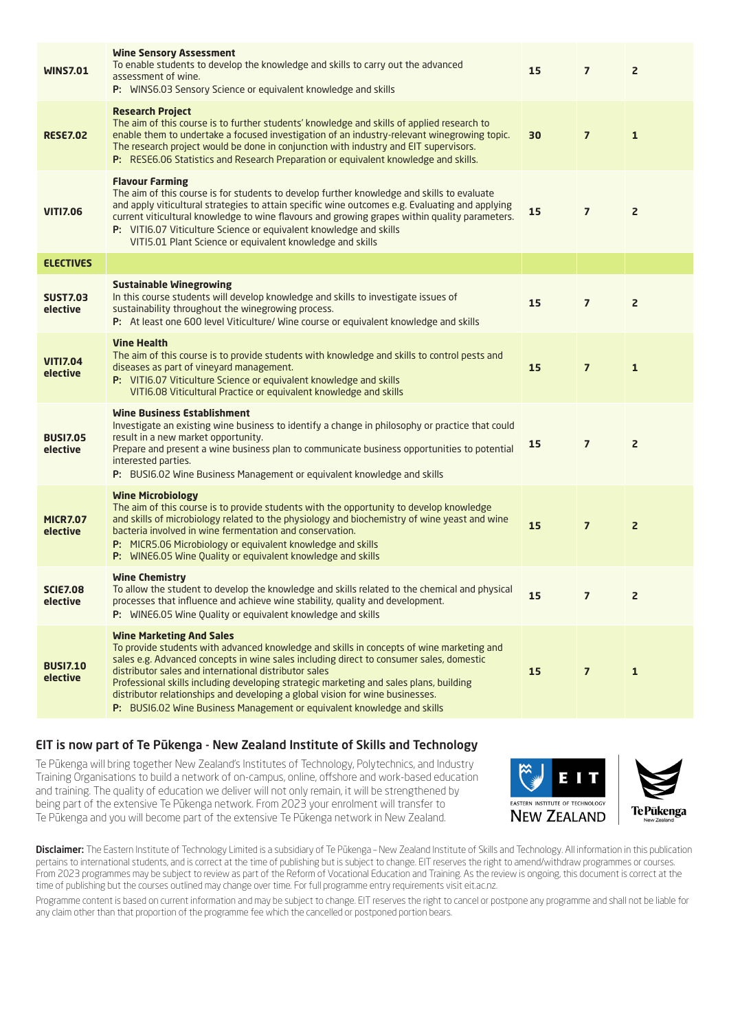| | | | | |
|---|---|---|---|---|
| **WINS7.01** | **Wine Sensory Assessment**<br>To enable students to develop the knowledge and skills to carry out the advanced assessment of wine.<br>**P:** WINS6.03 Sensory Science or equivalent knowledge and skills | **15** | **7** | **2** |
| **RESE7.02** | **Research Project**<br>The aim of this course is to further students' knowledge and skills of applied research to enable them to undertake a focused investigation of an industry-relevant winegrowing topic. The research project would be done in conjunction with industry and EIT supervisors.<br>**P:** RESE6.06 Statistics and Research Preparation or equivalent knowledge and skills. | **30** | **7** | **1** |
| **VITI7.06** | **Flavour Farming**<br>The aim of this course is for students to develop further knowledge and skills to evaluate and apply viticultural strategies to attain specific wine outcomes e.g. Evaluating and applying current viticultural knowledge to wine flavours and growing grapes within quality parameters.<br>**P:** VITI6.07 Viticulture Science or equivalent knowledge and skills<br>VITI5.01 Plant Science or equivalent knowledge and skills | **15** | **7** | **2** |
| **ELECTIVES** | | | | |
| **SUST7.03 elective** | **Sustainable Winegrowing**<br>In this course students will develop knowledge and skills to investigate issues of sustainability throughout the winegrowing process.<br>**P:** At least one 600 level Viticulture/ Wine course or equivalent knowledge and skills | **15** | **7** | **2** |
| **VITI7.04 elective** | **Vine Health**<br>The aim of this course is to provide students with knowledge and skills to control pests and diseases as part of vineyard management.<br>**P:** VITI6.07 Viticulture Science or equivalent knowledge and skills<br>VITI6.08 Viticultural Practice or equivalent knowledge and skills | **15** | **7** | **1** |
| **BUSI7.05 elective** | **Wine Business Establishment**<br>Investigate an existing wine business to identify a change in philosophy or practice that could result in a new market opportunity.<br>Prepare and present a wine business plan to communicate business opportunities to potential interested parties.<br>**P:** BUSI6.02 Wine Business Management or equivalent knowledge and skills | **15** | **7** | **2** |
| **MICR7.07 elective** | **Wine Microbiology**<br>The aim of this course is to provide students with the opportunity to develop knowledge and skills of microbiology related to the physiology and biochemistry of wine yeast and wine bacteria involved in wine fermentation and conservation.<br>**P:** MICR5.06 Microbiology or equivalent knowledge and skills<br>**P:** WINE6.05 Wine Quality or equivalent knowledge and skills | **15** | **7** | **2** |
| **SCIE7.08 elective** | **Wine Chemistry**<br>To allow the student to develop the knowledge and skills related to the chemical and physical processes that influence and achieve wine stability, quality and development.<br>**P:** WINE6.05 Wine Quality or equivalent knowledge and skills | **15** | **7** | **2** |
| **BUSI7.10 elective** | **Wine Marketing And Sales**<br>To provide students with advanced knowledge and skills in concepts of wine marketing and sales e.g. Advanced concepts in wine sales including direct to consumer sales, domestic distributor sales and international distributor sales<br>Professional skills including developing strategic marketing and sales plans, building distributor relationships and developing a global vision for wine businesses.<br>**P:** BUSI6.02 Wine Business Management or equivalent knowledge and skills | **15** | **7** | **1** |

## EIT is now part of Te Pūkenga - New Zealand Institute of Skills and Technology

Te Pūkenga will bring together New Zealand's Institutes of Technology, Polytechnics, and Industry Training Organisations to build a network of on-campus, online, offshore and work-based education and training. The quality of education we deliver will not only remain, it will be strengthened by being part of the extensive Te Pūkenga network. From 2023 your enrolment will transfer to Te Pūkenga and you will become part of the extensive Te Pūkenga network in New Zealand.

EIT EASTERN INSTITUTE OF TECHNOLOGY NEW ZEALAND

Te Pūkenga New Zealand

**Disclaimer:** The Eastern Institute of Technology Limited is a subsidiary of Te Pūkenga – New Zealand Institute of Skills and Technology. All information in this publication pertains to international students, and is correct at the time of publishing but is subject to change. EIT reserves the right to amend/withdraw programmes or courses. From 2023 programmes may be subject to review as part of the Reform of Vocational Education and Training. As the review is ongoing, this document is correct at the time of publishing but the courses outlined may change over time. For full programme entry requirements visit eit.ac.nz.

Programme content is based on current information and may be subject to change. EIT reserves the right to cancel or postpone any programme and shall not be liable for any claim other than that proportion of the programme fee which the cancelled or postponed portion bears.